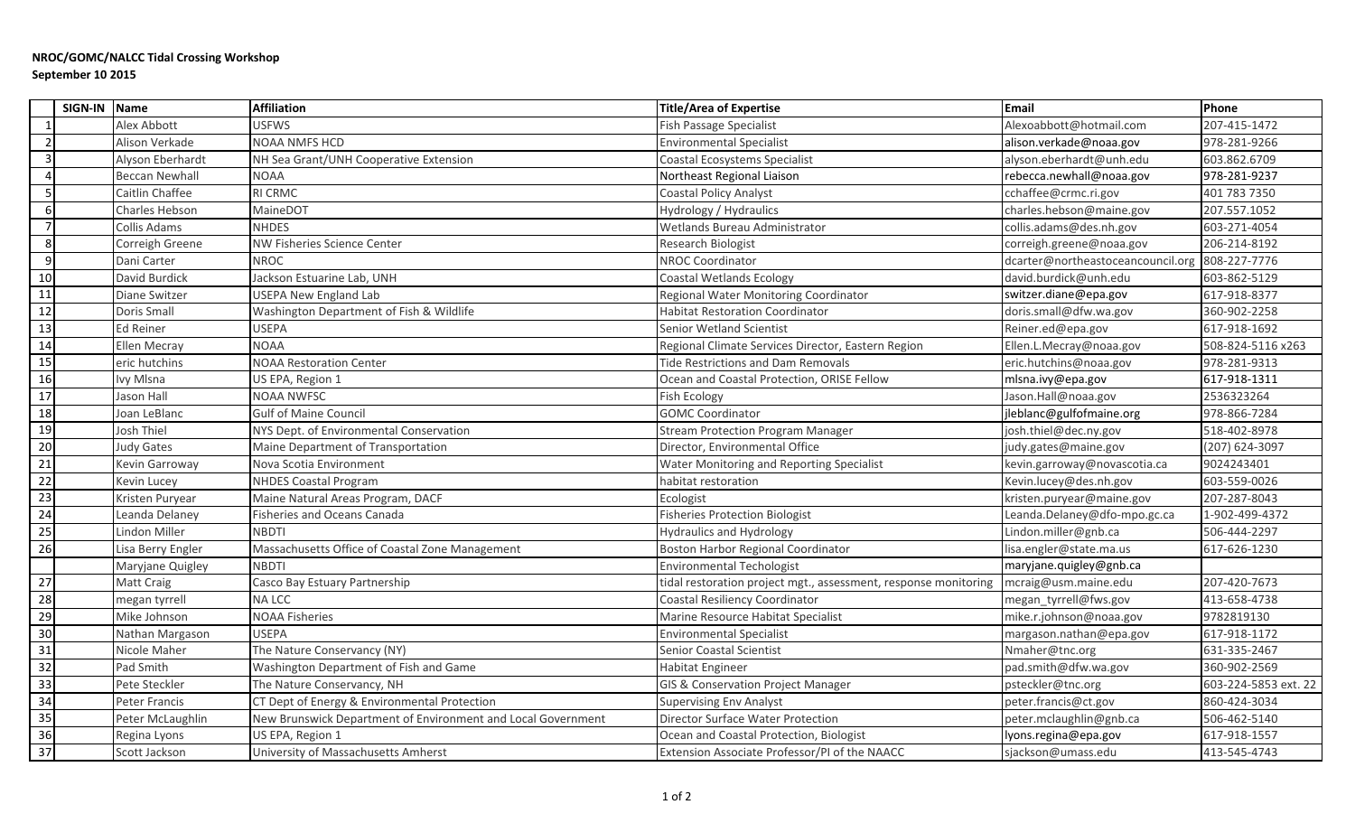**NROC/GOMC/NALCC Tidal Crossing Workshop**
**September 10 2015**

| | SIGN-IN | Name | Affiliation | Title/Area of Expertise | Email | Phone |
|---|---|---|---|---|---|---|
| 1 | | Alex Abbott | USFWS | Fish Passage Specialist | Alexoabbott@hotmail.com | 207-415-1472 |
| 2 | | Alison Verkade | NOAA NMFS HCD | Environmental Specialist | alison.verkade@noaa.gov | 978-281-9266 |
| 3 | | Alyson Eberhardt | NH Sea Grant/UNH Cooperative Extension | Coastal Ecosystems Specialist | alyson.eberhardt@unh.edu | 603.862.6709 |
| 4 | | Beccan Newhall | NOAA | Northeast Regional Liaison | rebecca.newhall@noaa.gov | 978-281-9237 |
| 5 | | Caitlin Chaffee | RI CRMC | Coastal Policy Analyst | cchaffee@crmc.ri.gov | 401 783 7350 |
| 6 | | Charles Hebson | MaineDOT | Hydrology / Hydraulics | charles.hebson@maine.gov | 207.557.1052 |
| 7 | | Collis Adams | NHDES | Wetlands Bureau Administrator | collis.adams@des.nh.gov | 603-271-4054 |
| 8 | | Correigh Greene | NW Fisheries Science Center | Research Biologist | correigh.greene@noaa.gov | 206-214-8192 |
| 9 | | Dani Carter | NROC | NROC Coordinator | dcarter@northeastoceancouncil.org | 808-227-7776 |
| 10 | | David Burdick | Jackson Estuarine Lab, UNH | Coastal Wetlands Ecology | david.burdick@unh.edu | 603-862-5129 |
| 11 | | Diane Switzer | USEPA New England Lab | Regional Water Monitoring Coordinator | switzer.diane@epa.gov | 617-918-8377 |
| 12 | | Doris Small | Washington Department of Fish & Wildlife | Habitat Restoration Coordinator | doris.small@dfw.wa.gov | 360-902-2258 |
| 13 | | Ed Reiner | USEPA | Senior Wetland Scientist | Reiner.ed@epa.gov | 617-918-1692 |
| 14 | | Ellen Mecray | NOAA | Regional Climate Services Director, Eastern Region | Ellen.L.Mecray@noaa.gov | 508-824-5116 x263 |
| 15 | | eric hutchins | NOAA Restoration Center | Tide Restrictions and Dam Removals | eric.hutchins@noaa.gov | 978-281-9313 |
| 16 | | Ivy Mlsna | US EPA, Region 1 | Ocean and Coastal Protection, ORISE Fellow | mlsna.ivy@epa.gov | 617-918-1311 |
| 17 | | Jason Hall | NOAA NWFSC | Fish Ecology | Jason.Hall@noaa.gov | 2536323264 |
| 18 | | Joan LeBlanc | Gulf of Maine Council | GOMC Coordinator | jleblanc@gulfofmaine.org | 978-866-7284 |
| 19 | | Josh Thiel | NYS Dept. of Environmental Conservation | Stream Protection Program Manager | josh.thiel@dec.ny.gov | 518-402-8978 |
| 20 | | Judy Gates | Maine Department of Transportation | Director, Environmental Office | judy.gates@maine.gov | (207) 624-3097 |
| 21 | | Kevin Garroway | Nova Scotia Environment | Water Monitoring and Reporting Specialist | kevin.garroway@novascotia.ca | 9024243401 |
| 22 | | Kevin Lucey | NHDES Coastal Program | habitat restoration | Kevin.lucey@des.nh.gov | 603-559-0026 |
| 23 | | Kristen Puryear | Maine Natural Areas Program, DACF | Ecologist | kristen.puryear@maine.gov | 207-287-8043 |
| 24 | | Leanda Delaney | Fisheries and Oceans Canada | Fisheries Protection Biologist | Leanda.Delaney@dfo-mpo.gc.ca | 1-902-499-4372 |
| 25 | | Lindon Miller | NBDTI | Hydraulics and Hydrology | Lindon.miller@gnb.ca | 506-444-2297 |
| 26 | | Lisa Berry Engler | Massachusetts Office of Coastal Zone Management | Boston Harbor Regional Coordinator | lisa.engler@state.ma.us | 617-626-1230 |
| | | Maryjane Quigley | NBDTI | Environmental Techologist | maryjane.quigley@gnb.ca | |
| 27 | | Matt Craig | Casco Bay Estuary Partnership | tidal restoration project mgt., assessment, response monitoring | mcraig@usm.maine.edu | 207-420-7673 |
| 28 | | megan tyrrell | NA LCC | Coastal Resiliency Coordinator | megan_tyrrell@fws.gov | 413-658-4738 |
| 29 | | Mike Johnson | NOAA Fisheries | Marine Resource Habitat Specialist | mike.r.johnson@noaa.gov | 9782819130 |
| 30 | | Nathan Margason | USEPA | Environmental Specialist | margason.nathan@epa.gov | 617-918-1172 |
| 31 | | Nicole Maher | The Nature Conservancy (NY) | Senior Coastal Scientist | Nmaher@tnc.org | 631-335-2467 |
| 32 | | Pad Smith | Washington Department of Fish and Game | Habitat Engineer | pad.smith@dfw.wa.gov | 360-902-2569 |
| 33 | | Pete Steckler | The Nature Conservancy, NH | GIS & Conservation Project Manager | psteckler@tnc.org | 603-224-5853 ext. 22 |
| 34 | | Peter Francis | CT Dept of Energy & Environmental Protection | Supervising Env Analyst | peter.francis@ct.gov | 860-424-3034 |
| 35 | | Peter McLaughlin | New Brunswick Department of Environment and Local Government | Director Surface Water Protection | peter.mclaughlin@gnb.ca | 506-462-5140 |
| 36 | | Regina Lyons | US EPA, Region 1 | Ocean and Coastal Protection, Biologist | lyons.regina@epa.gov | 617-918-1557 |
| 37 | | Scott Jackson | University of Massachusetts Amherst | Extension Associate Professor/PI of the NAACC | sjackson@umass.edu | 413-545-4743 |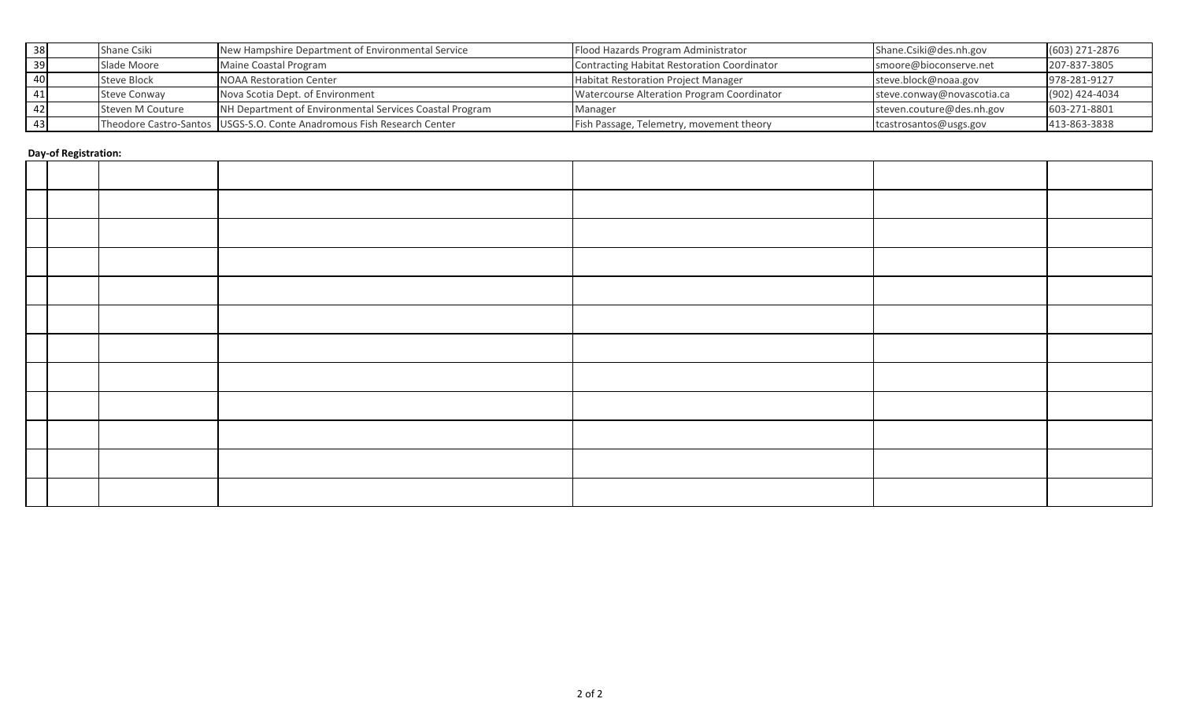| | | | | | | |
|---|---|---|---|---|---|---|
| 38 | | Shane Csiki | New Hampshire Department of Environmental Service | Flood Hazards Program Administrator | Shane.Csiki@des.nh.gov | (603) 271-2876 |
| 39 | | Slade Moore | Maine Coastal Program | Contracting Habitat Restoration Coordinator | smoore@bioconserve.net | 207-837-3805 |
| 40 | | Steve Block | NOAA Restoration Center | Habitat Restoration Project Manager | steve.block@noaa.gov | 978-281-9127 |
| 41 | | Steve Conway | Nova Scotia Dept. of Environment | Watercourse Alteration Program Coordinator | steve.conway@novascotia.ca | (902) 424-4034 |
| 42 | | Steven M Couture | NH Department of Environmental Services Coastal Program | Manager | steven.couture@des.nh.gov | 603-271-8801 |
| 43 | | Theodore Castro-Santos | USGS-S.O. Conte Anadromous Fish Research Center | Fish Passage, Telemetry, movement theory | tcastrosantos@usgs.gov | 413-863-3838 |

**Day-of Registration:**

| | | | | | | |
|---|---|---|---|---|---|---|
| | | | | | | |
| | | | | | | |
| | | | | | | |
| | | | | | | |
| | | | | | | |
| | | | | | | |
| | | | | | | |
| | | | | | | |
| | | | | | | |
| | | | | | | |
| | | | | | | |
| | | | | | | |